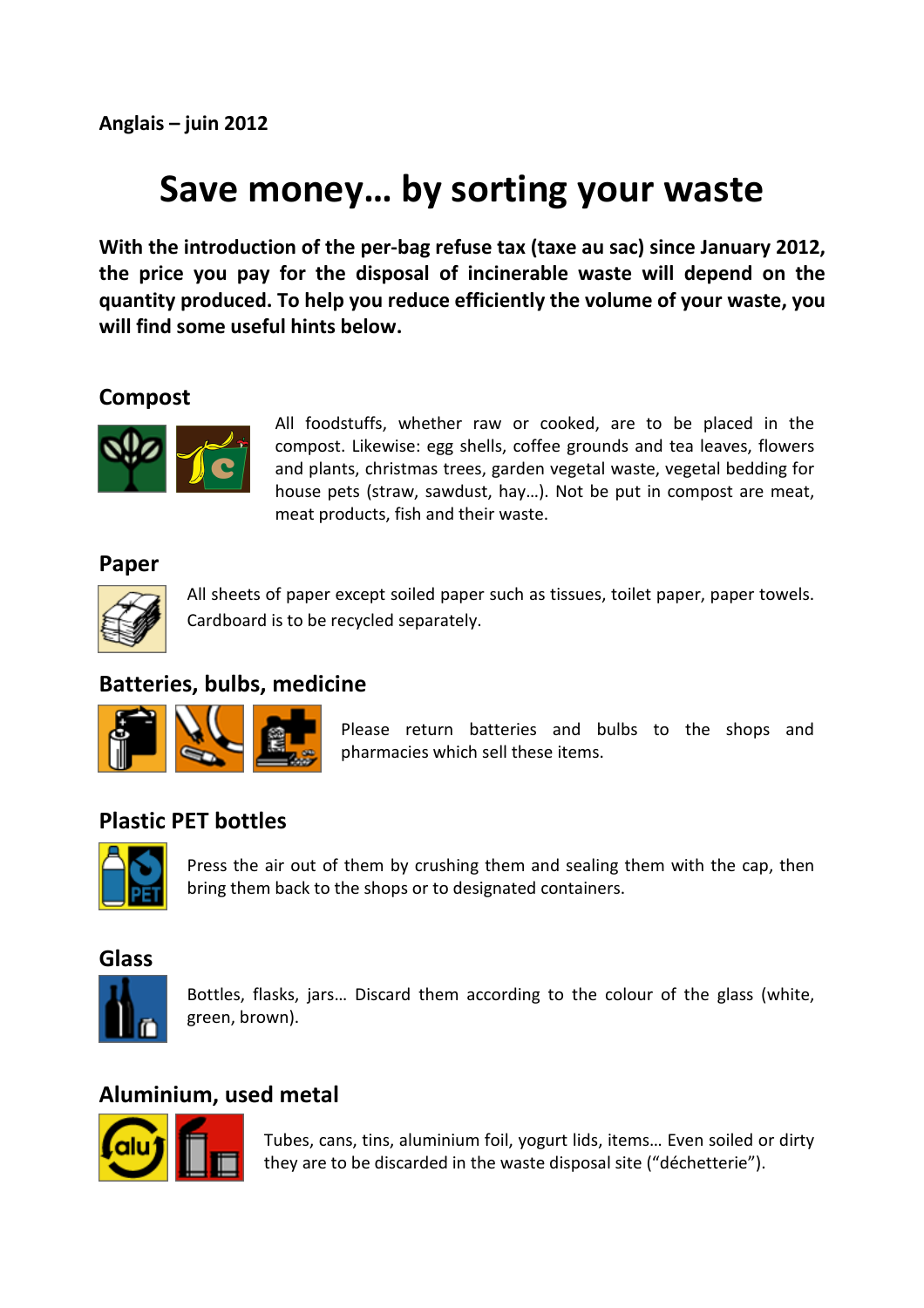**Anglais – juin 2012**

# Save money… by sorting your waste

**With the introduction of the per-bag refuse tax (taxe au sac) since January 2012, the price you pay for the disposal of incinerable waste will depend on the quantity produced. To help you reduce efficiently the volume of your waste, you will find some useful hints below.**

## Compost

All foodstuffs, whether raw or cooked, are to be placed in the compost. Likewise: egg shells, coffee grounds and tea leaves, flowers and plants, christmas trees, garden vegetal waste, vegetal bedding for house pets (straw, sawdust, hay…). Not be put in compost are meat, meat products, fish and their waste.

## Paper

All sheets of paper except soiled paper such as tissues, toilet paper, paper towels. Cardboard is to be recycled separately.

## Batteries, bulbs, medicine

Please return batteries and bulbs to the shops and pharmacies which sell these items.

## Plastic PET bottles

Press the air out of them by crushing them and sealing them with the cap, then bring them back to the shops or to designated containers.

## Glass

Bottles, flasks, jars… Discard them according to the colour of the glass (white, green, brown).

## Aluminium, used metal

Tubes, cans, tins, aluminium foil, yogurt lids, items… Even soiled or dirty they are to be discarded in the waste disposal site ("déchetterie").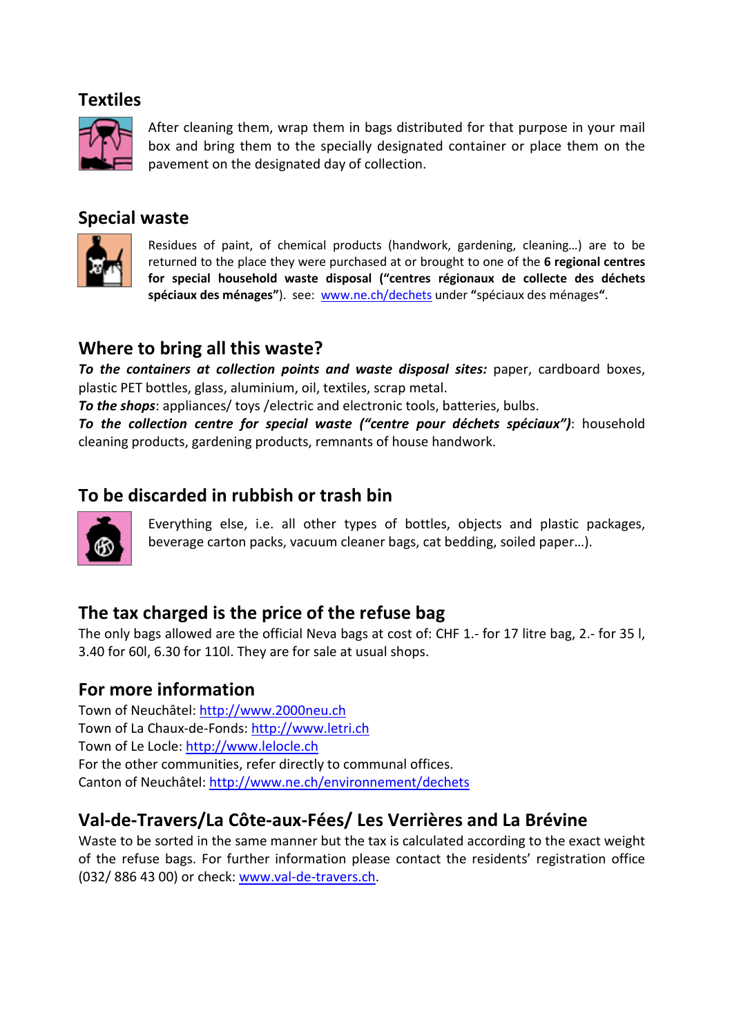## Textiles

After cleaning them, wrap them in bags distributed for that purpose in your mail box and bring them to the specially designated container or place them on the pavement on the designated day of collection.

## Special waste

Residues of paint, of chemical products (handwork, gardening, cleaning…) are to be returned to the place they were purchased at or brought to one of the **6 regional centres for special household waste disposal ("centres régionaux de collecte des déchets spéciaux des ménages")**. see: www.ne.ch/dechets under **"spéciaux des ménages"**.

## Where to bring all this waste?

***To the containers at collection points and waste disposal sites:*** paper, cardboard boxes, plastic PET bottles, glass, aluminium, oil, textiles, scrap metal.

***To the shops***: appliances/ toys /electric and electronic tools, batteries, bulbs.

***To the collection centre for special waste ("centre pour déchets spéciaux")***: household cleaning products, gardening products, remnants of house handwork.

## To be discarded in rubbish or trash bin

Everything else, i.e. all other types of bottles, objects and plastic packages, beverage carton packs, vacuum cleaner bags, cat bedding, soiled paper…).

## The tax charged is the price of the refuse bag

The only bags allowed are the official Neva bags at cost of: CHF 1.- for 17 litre bag, 2.- for 35 l, 3.40 for 60l, 6.30 for 110l. They are for sale at usual shops.

## For more information

Town of Neuchâtel: http://www.2000neu.ch
Town of La Chaux-de-Fonds: http://www.letri.ch
Town of Le Locle: http://www.lelocle.ch
For the other communities, refer directly to communal offices.
Canton of Neuchâtel: http://www.ne.ch/environnement/dechets

## Val-de-Travers/La Côte-aux-Fées/ Les Verrières and La Brévine

Waste to be sorted in the same manner but the tax is calculated according to the exact weight of the refuse bags. For further information please contact the residents' registration office (032/ 886 43 00) or check: www.val-de-travers.ch.